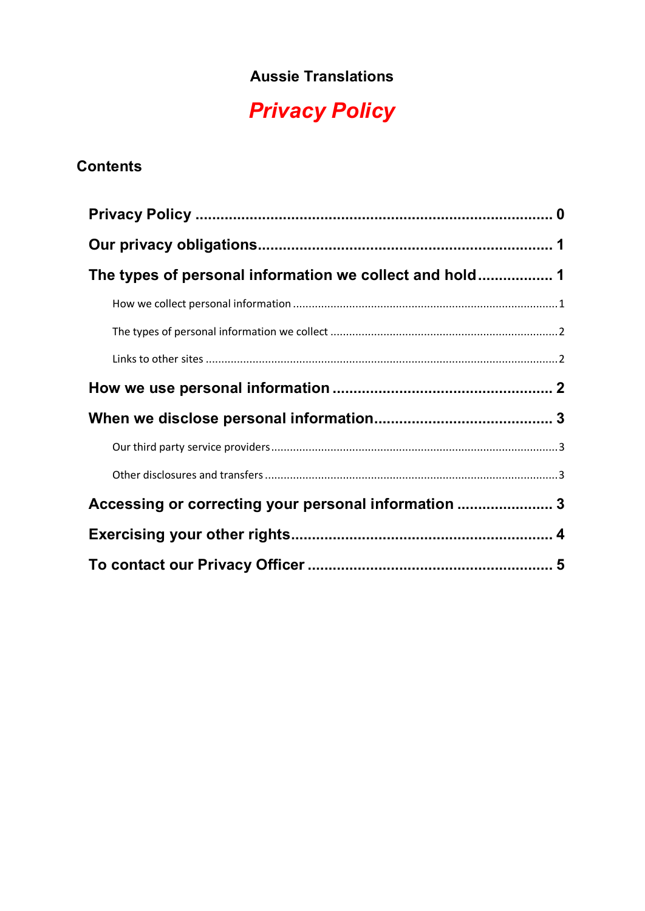**Aussie Translations**

# *Privacy Policy*

## Contents

**Privacy Policy** .................................................................................... **0**

**Our privacy obligations** ...................................................................... **1**

**The types of personal information we collect and hold** .................. **1**

- How we collect personal information .................................................................................... 1
- The types of personal information we collect ........................................................................ 2
- Links to other sites ................................................................................................................ 2

**How we use personal information** ..................................................... **2**

**When we disclose personal information** ........................................... **3**

- Our third party service providers ........................................................................................... 3
- Other disclosures and transfers ............................................................................................. 3

**Accessing or correcting your personal information** ....................... **3**

**Exercising your other rights** .............................................................. **4**

**To contact our Privacy Officer** ........................................................... **5**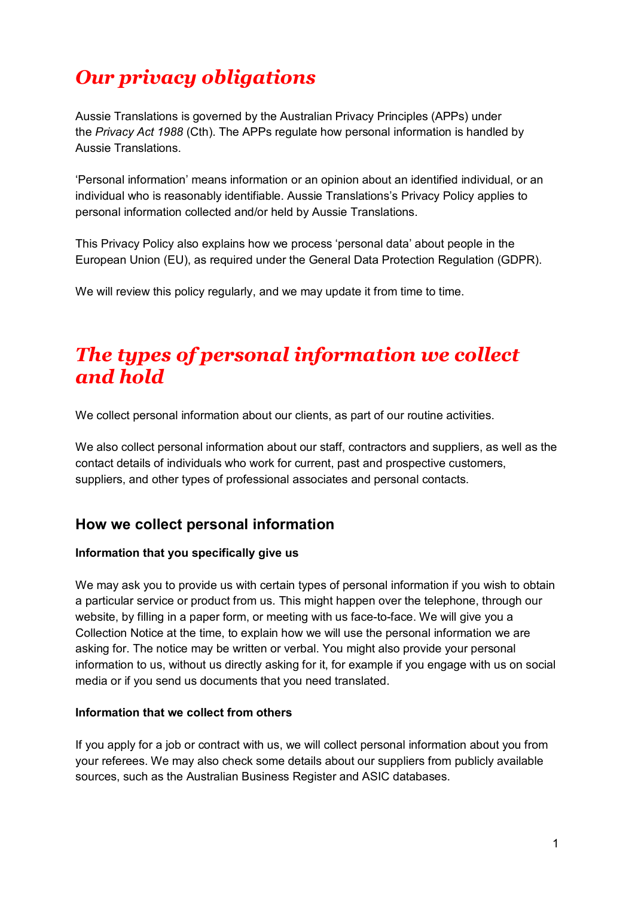# *Our privacy obligations*

Aussie Translations is governed by the Australian Privacy Principles (APPs) under the *Privacy Act 1988* (Cth). The APPs regulate how personal information is handled by Aussie Translations.

'Personal information' means information or an opinion about an identified individual, or an individual who is reasonably identifiable. Aussie Translations's Privacy Policy applies to personal information collected and/or held by Aussie Translations.

This Privacy Policy also explains how we process 'personal data' about people in the European Union (EU), as required under the General Data Protection Regulation (GDPR).

We will review this policy regularly, and we may update it from time to time.

# *The types of personal information we collect and hold*

We collect personal information about our clients, as part of our routine activities.

We also collect personal information about our staff, contractors and suppliers, as well as the contact details of individuals who work for current, past and prospective customers, suppliers, and other types of professional associates and personal contacts.

## How we collect personal information

**Information that you specifically give us**

We may ask you to provide us with certain types of personal information if you wish to obtain a particular service or product from us. This might happen over the telephone, through our website, by filling in a paper form, or meeting with us face-to-face. We will give you a Collection Notice at the time, to explain how we will use the personal information we are asking for. The notice may be written or verbal. You might also provide your personal information to us, without us directly asking for it, for example if you engage with us on social media or if you send us documents that you need translated.

**Information that we collect from others**

If you apply for a job or contract with us, we will collect personal information about you from your referees. We may also check some details about our suppliers from publicly available sources, such as the Australian Business Register and ASIC databases.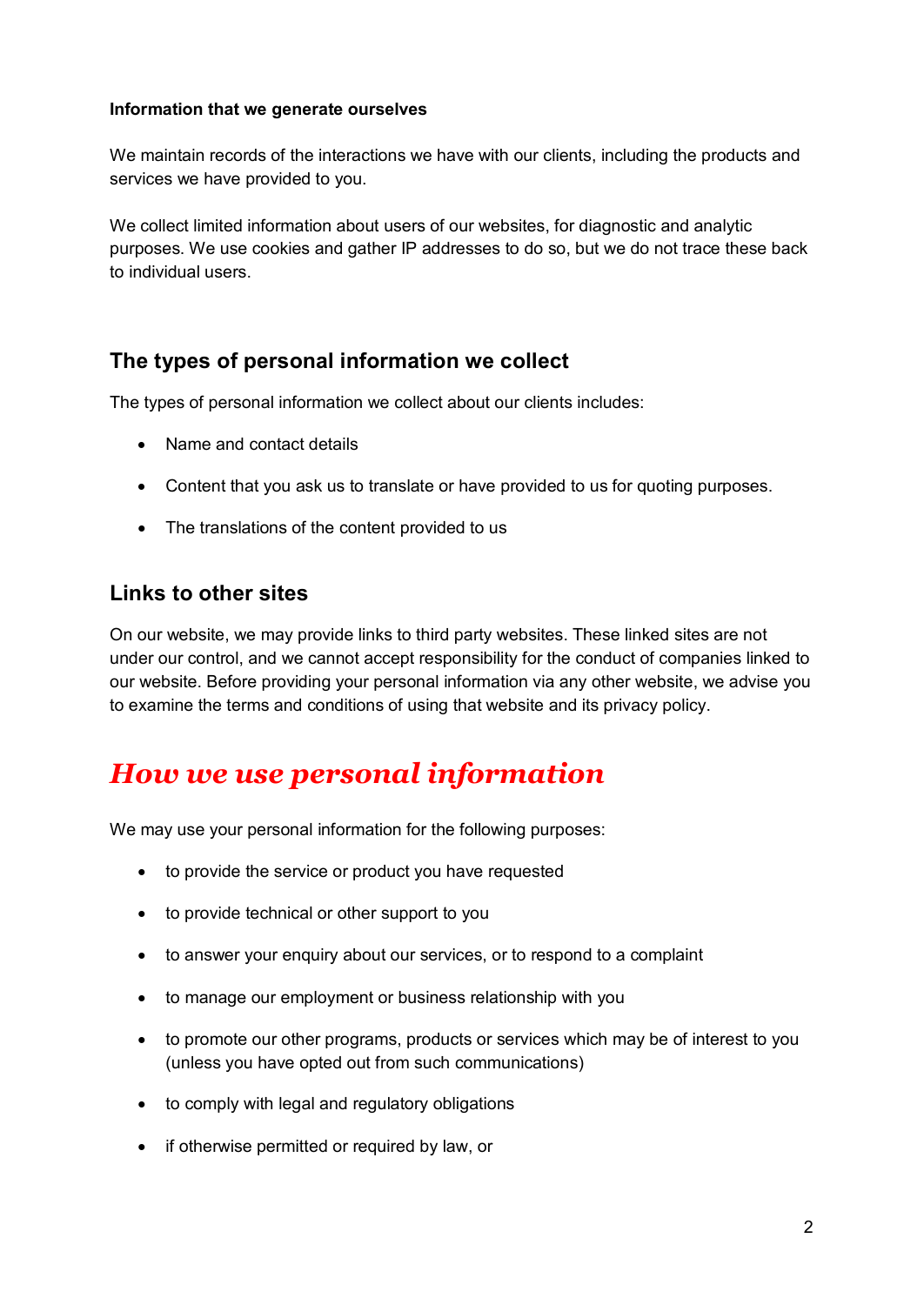**Information that we generate ourselves**

We maintain records of the interactions we have with our clients, including the products and services we have provided to you.

We collect limited information about users of our websites, for diagnostic and analytic purposes. We use cookies and gather IP addresses to do so, but we do not trace these back to individual users.

## The types of personal information we collect

The types of personal information we collect about our clients includes:

- Name and contact details
- Content that you ask us to translate or have provided to us for quoting purposes.
- The translations of the content provided to us

## Links to other sites

On our website, we may provide links to third party websites. These linked sites are not under our control, and we cannot accept responsibility for the conduct of companies linked to our website. Before providing your personal information via any other website, we advise you to examine the terms and conditions of using that website and its privacy policy.

# *How we use personal information*

We may use your personal information for the following purposes:

- to provide the service or product you have requested
- to provide technical or other support to you
- to answer your enquiry about our services, or to respond to a complaint
- to manage our employment or business relationship with you
- to promote our other programs, products or services which may be of interest to you (unless you have opted out from such communications)
- to comply with legal and regulatory obligations
- if otherwise permitted or required by law, or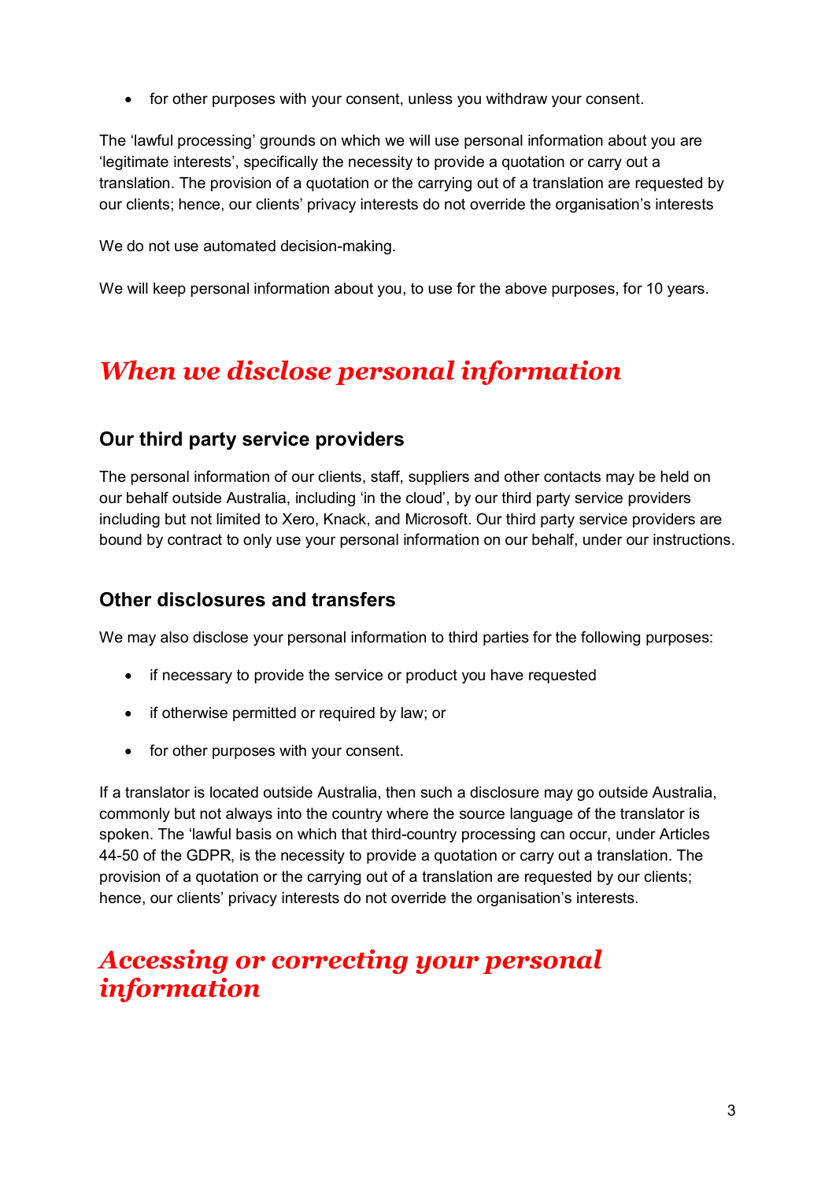- for other purposes with your consent, unless you withdraw your consent.

The 'lawful processing' grounds on which we will use personal information about you are 'legitimate interests', specifically the necessity to provide a quotation or carry out a translation. The provision of a quotation or the carrying out of a translation are requested by our clients; hence, our clients' privacy interests do not override the organisation's interests

We do not use automated decision-making.

We will keep personal information about you, to use for the above purposes, for 10 years.

# *When we disclose personal information*

## Our third party service providers

The personal information of our clients, staff, suppliers and other contacts may be held on our behalf outside Australia, including 'in the cloud', by our third party service providers including but not limited to Xero, Knack, and Microsoft. Our third party service providers are bound by contract to only use your personal information on our behalf, under our instructions.

## Other disclosures and transfers

We may also disclose your personal information to third parties for the following purposes:

- if necessary to provide the service or product you have requested
- if otherwise permitted or required by law; or
- for other purposes with your consent.

If a translator is located outside Australia, then such a disclosure may go outside Australia, commonly but not always into the country where the source language of the translator is spoken. The 'lawful basis on which that third-country processing can occur, under Articles 44-50 of the GDPR, is the necessity to provide a quotation or carry out a translation. The provision of a quotation or the carrying out of a translation are requested by our clients; hence, our clients' privacy interests do not override the organisation's interests.

# *Accessing or correcting your personal information*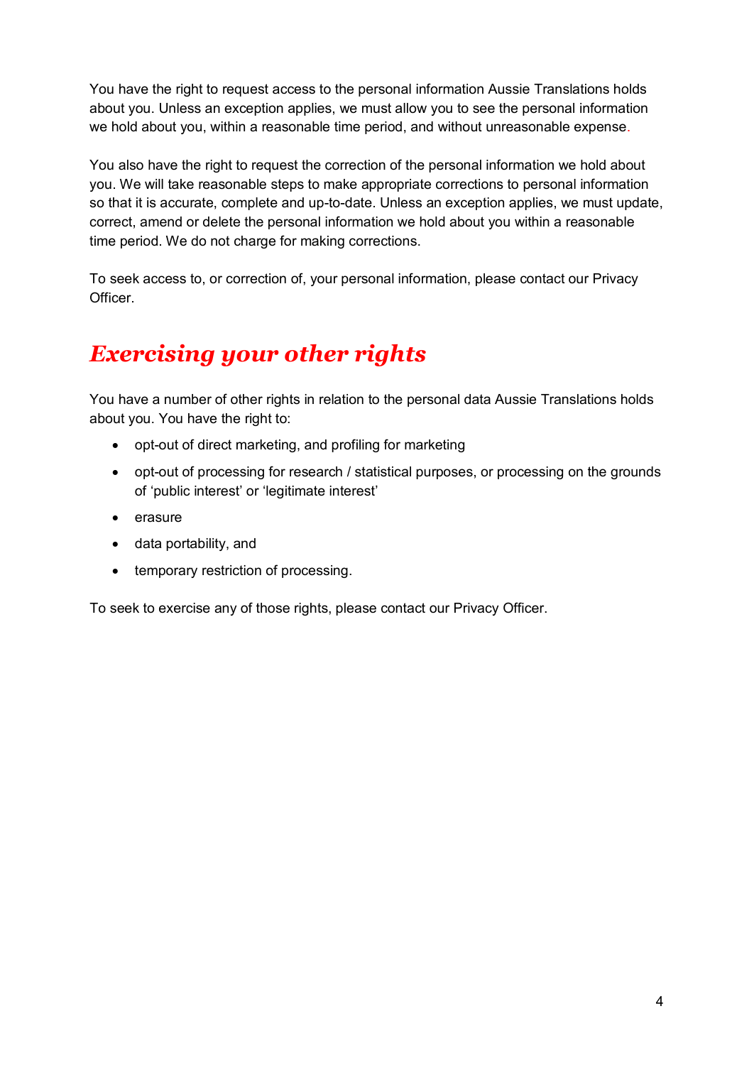You have the right to request access to the personal information Aussie Translations holds about you. Unless an exception applies, we must allow you to see the personal information we hold about you, within a reasonable time period, and without unreasonable expense.

You also have the right to request the correction of the personal information we hold about you. We will take reasonable steps to make appropriate corrections to personal information so that it is accurate, complete and up-to-date. Unless an exception applies, we must update, correct, amend or delete the personal information we hold about you within a reasonable time period. We do not charge for making corrections.

To seek access to, or correction of, your personal information, please contact our Privacy Officer.

## *Exercising your other rights*

You have a number of other rights in relation to the personal data Aussie Translations holds about you. You have the right to:

- opt-out of direct marketing, and profiling for marketing
- opt-out of processing for research / statistical purposes, or processing on the grounds of 'public interest' or 'legitimate interest'
- erasure
- data portability, and
- temporary restriction of processing.

To seek to exercise any of those rights, please contact our Privacy Officer.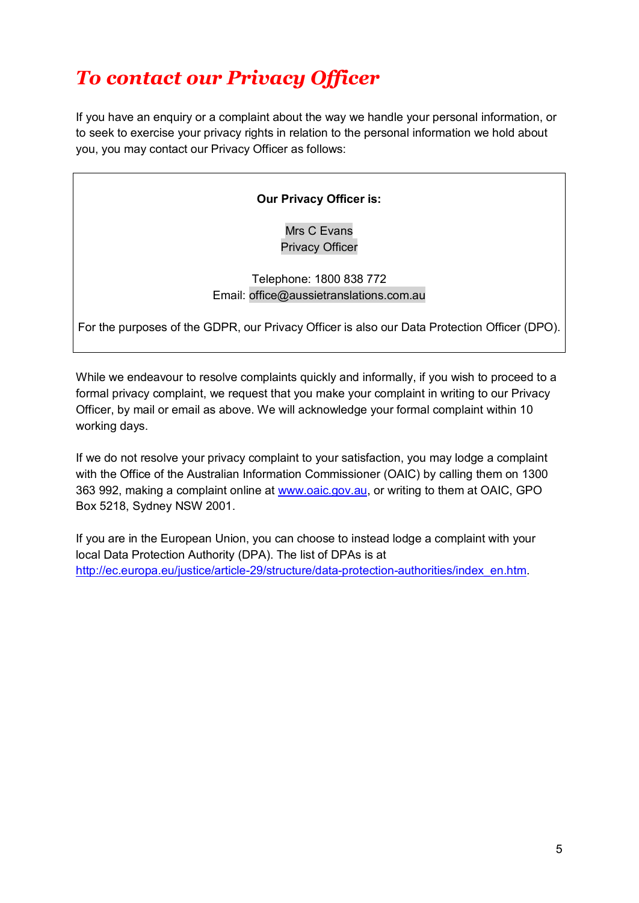# *To contact our Privacy Officer*

If you have an enquiry or a complaint about the way we handle your personal information, or to seek to exercise your privacy rights in relation to the personal information we hold about you, you may contact our Privacy Officer as follows:

**Our Privacy Officer is:**

Mrs C Evans
Privacy Officer

Telephone: 1800 838 772
Email: office@aussietranslations.com.au

For the purposes of the GDPR, our Privacy Officer is also our Data Protection Officer (DPO).

While we endeavour to resolve complaints quickly and informally, if you wish to proceed to a formal privacy complaint, we request that you make your complaint in writing to our Privacy Officer, by mail or email as above. We will acknowledge your formal complaint within 10 working days.

If we do not resolve your privacy complaint to your satisfaction, you may lodge a complaint with the Office of the Australian Information Commissioner (OAIC) by calling them on 1300 363 992, making a complaint online at [www.oaic.gov.au](http://www.oaic.gov.au), or writing to them at OAIC, GPO Box 5218, Sydney NSW 2001.

If you are in the European Union, you can choose to instead lodge a complaint with your local Data Protection Authority (DPA). The list of DPAs is at [http://ec.europa.eu/justice/article-29/structure/data-protection-authorities/index_en.htm](http://ec.europa.eu/justice/article-29/structure/data-protection-authorities/index_en.htm).